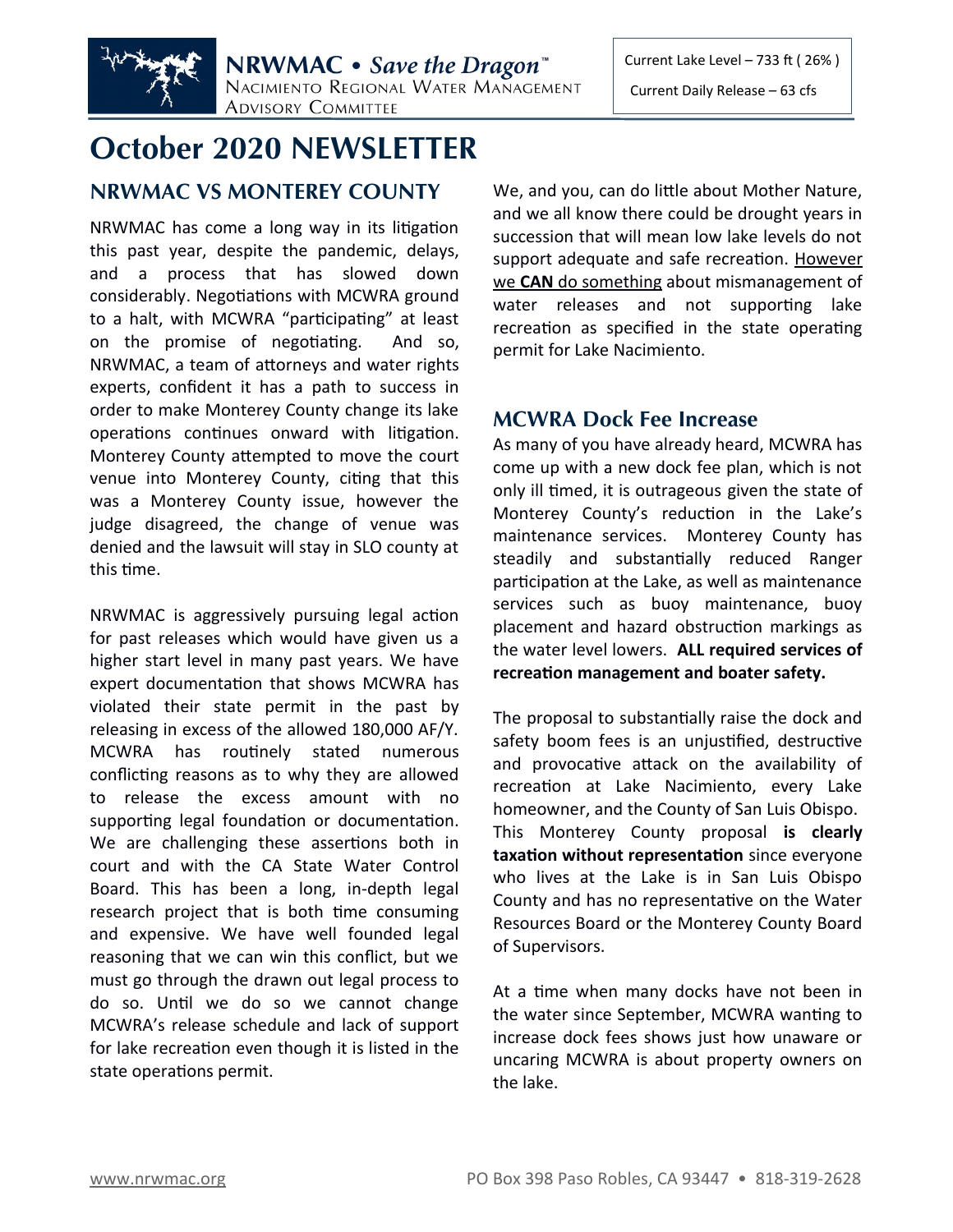**NRWMAC • *Save the Dragon*™**
NACIMIENTO REGIONAL WATER MANAGEMENT ADVISORY COMMITTEE

Current Lake Level – 733 ft ( 26% )
Current Daily Release – 63 cfs

# October 2020 NEWSLETTER

## NRWMAC VS MONTEREY COUNTY

NRWMAC has come a long way in its litigation this past year, despite the pandemic, delays, and a process that has slowed down considerably. Negotiations with MCWRA ground to a halt, with MCWRA "participating" at least on the promise of negotiating. And so, NRWMAC, a team of attorneys and water rights experts, confident it has a path to success in order to make Monterey County change its lake operations continues onward with litigation. Monterey County attempted to move the court venue into Monterey County, citing that this was a Monterey County issue, however the judge disagreed, the change of venue was denied and the lawsuit will stay in SLO county at this time.

NRWMAC is aggressively pursuing legal action for past releases which would have given us a higher start level in many past years. We have expert documentation that shows MCWRA has violated their state permit in the past by releasing in excess of the allowed 180,000 AF/Y. MCWRA has routinely stated numerous conflicting reasons as to why they are allowed to release the excess amount with no supporting legal foundation or documentation. We are challenging these assertions both in court and with the CA State Water Control Board. This has been a long, in-depth legal research project that is both time consuming and expensive. We have well founded legal reasoning that we can win this conflict, but we must go through the drawn out legal process to do so. Until we do so we cannot change MCWRA's release schedule and lack of support for lake recreation even though it is listed in the state operations permit.

We, and you, can do little about Mother Nature, and we all know there could be drought years in succession that will mean low lake levels do not support adequate and safe recreation. However we **CAN** do something about mismanagement of water releases and not supporting lake recreation as specified in the state operating permit for Lake Nacimiento.

## MCWRA Dock Fee Increase

As many of you have already heard, MCWRA has come up with a new dock fee plan, which is not only ill timed, it is outrageous given the state of Monterey County's reduction in the Lake's maintenance services. Monterey County has steadily and substantially reduced Ranger participation at the Lake, as well as maintenance services such as buoy maintenance, buoy placement and hazard obstruction markings as the water level lowers. **ALL required services of recreation management and boater safety.**

The proposal to substantially raise the dock and safety boom fees is an unjustified, destructive and provocative attack on the availability of recreation at Lake Nacimiento, every Lake homeowner, and the County of San Luis Obispo. This Monterey County proposal **is clearly taxation without representation** since everyone who lives at the Lake is in San Luis Obispo County and has no representative on the Water Resources Board or the Monterey County Board of Supervisors.

At a time when many docks have not been in the water since September, MCWRA wanting to increase dock fees shows just how unaware or uncaring MCWRA is about property owners on the lake.

www.nrwmac.org PO Box 398 Paso Robles, CA 93447 • 818-319-2628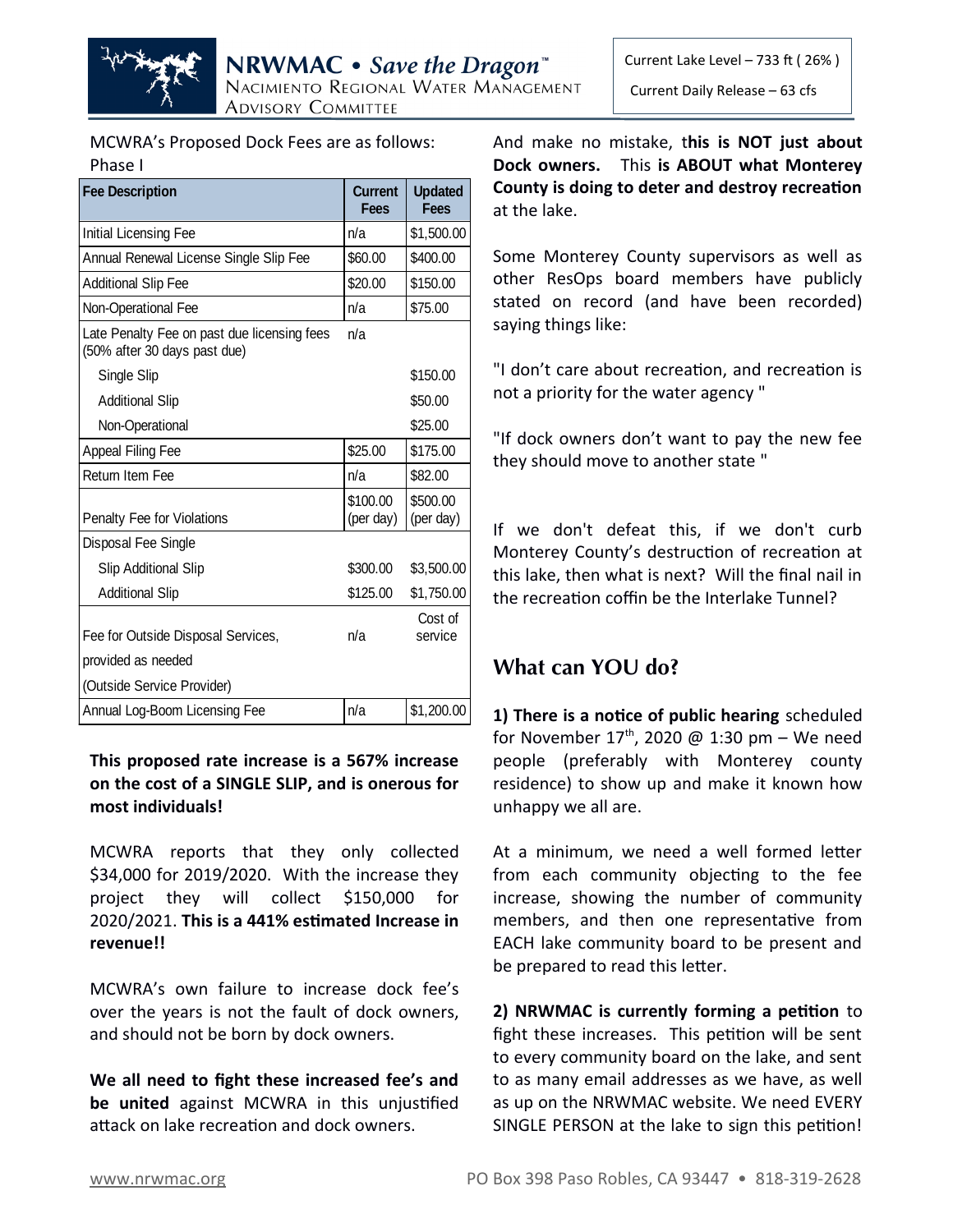Current Lake Level – 733 ft ( 26% )

Current Daily Release – 63 cfs

MCWRA's Proposed Dock Fees are as follows:
Phase I

| Fee Description | Current Fees | Updated Fees |
|---|---|---|
| Initial Licensing Fee | n/a | $1,500.00 |
| Annual Renewal License Single Slip Fee | $60.00 | $400.00 |
| Additional Slip Fee | $20.00 | $150.00 |
| Non-Operational Fee | n/a | $75.00 |
| Late Penalty Fee on past due licensing fees (50% after 30 days past due) | n/a | |
| Single Slip | | $150.00 |
| Additional Slip | | $50.00 |
| Non-Operational | | $25.00 |
| Appeal Filing Fee | $25.00 | $175.00 |
| Return Item Fee | n/a | $82.00 |
| Penalty Fee for Violations | $100.00 (per day) | $500.00 (per day) |
| Disposal Fee Single | | |
| Slip Additional Slip | $300.00 | $3,500.00 |
| Additional Slip | $125.00 | $1,750.00 |
| Fee for Outside Disposal Services, provided as needed (Outside Service Provider) | n/a | Cost of service |
| Annual Log-Boom Licensing Fee | n/a | $1,200.00 |

**This proposed rate increase is a 567% increase on the cost of a SINGLE SLIP, and is onerous for most individuals!**

MCWRA reports that they only collected $34,000 for 2019/2020. With the increase they project they will collect $150,000 for 2020/2021. **This is a 441% estimated Increase in revenue!!**

MCWRA's own failure to increase dock fee's over the years is not the fault of dock owners, and should not be born by dock owners.

**We all need to fight these increased fee's and be united** against MCWRA in this unjustified attack on lake recreation and dock owners.

And make no mistake, t**his is NOT just about Dock owners.** This **is ABOUT what Monterey County is doing to deter and destroy recreation** at the lake.

Some Monterey County supervisors as well as other ResOps board members have publicly stated on record (and have been recorded) saying things like:

"I don't care about recreation, and recreation is not a priority for the water agency "

"If dock owners don't want to pay the new fee they should move to another state "

If we don't defeat this, if we don't curb Monterey County's destruction of recreation at this lake, then what is next? Will the final nail in the recreation coffin be the Interlake Tunnel?

## What can YOU do?

**1) There is a notice of public hearing** scheduled for November 17th, 2020 @ 1:30 pm – We need people (preferably with Monterey county residence) to show up and make it known how unhappy we all are.

At a minimum, we need a well formed letter from each community objecting to the fee increase, showing the number of community members, and then one representative from EACH lake community board to be present and be prepared to read this letter.

**2) NRWMAC is currently forming a petition** to fight these increases. This petition will be sent to every community board on the lake, and sent to as many email addresses as we have, as well as up on the NRWMAC website. We need EVERY SINGLE PERSON at the lake to sign this petition!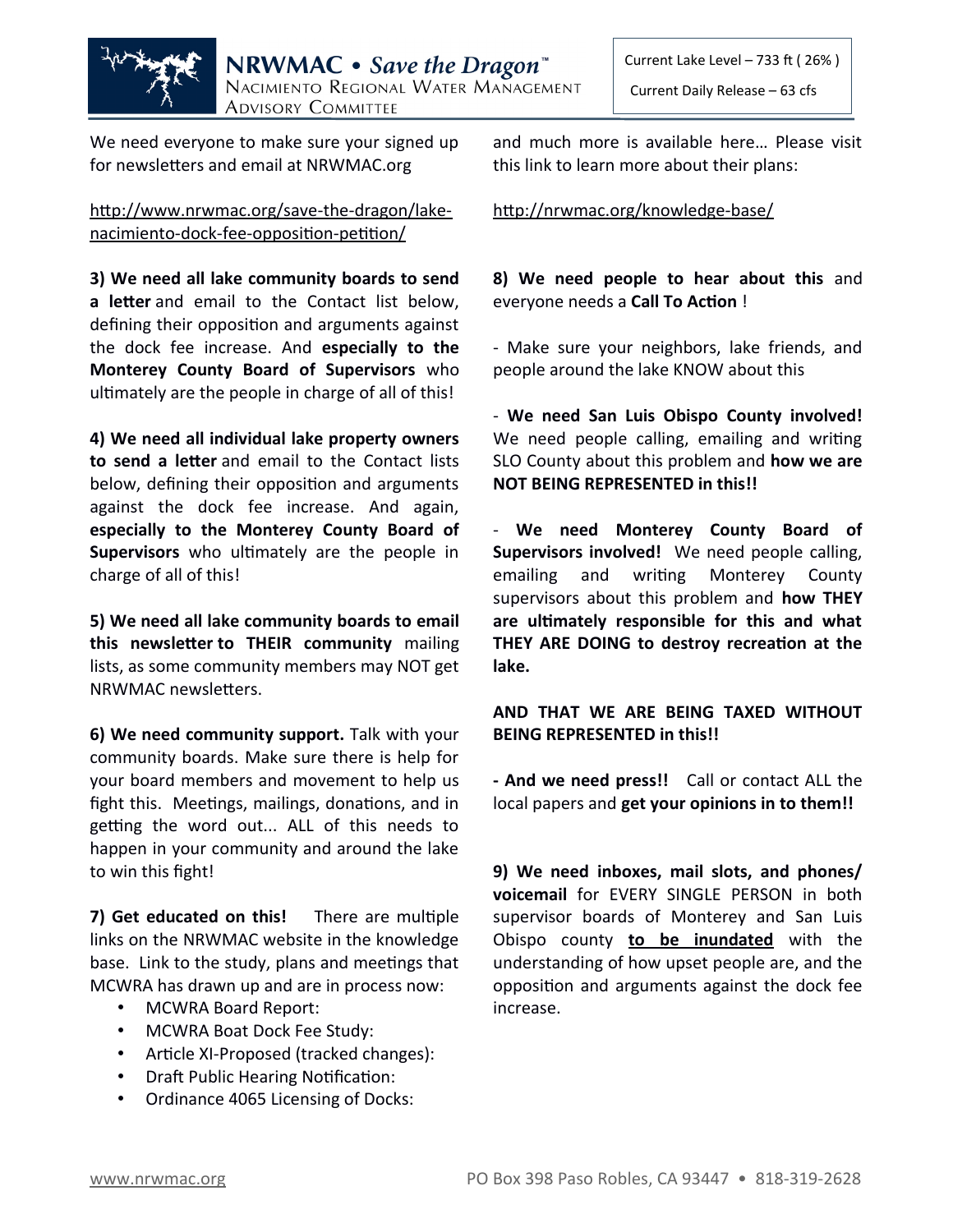Current Lake Level – 733 ft ( 26% )

Current Daily Release – 63 cfs

We need everyone to make sure your signed up for newsletters and email at NRWMAC.org

http://www.nrwmac.org/save-the-dragon/lake-nacimiento-dock-fee-opposition-petition/

**3) We need all lake community boards to send a letter** and email to the Contact list below, defining their opposition and arguments against the dock fee increase. And **especially to the Monterey County Board of Supervisors** who ultimately are the people in charge of all of this!

**4) We need all individual lake property owners to send a letter** and email to the Contact lists below, defining their opposition and arguments against the dock fee increase. And again, **especially to the Monterey County Board of Supervisors** who ultimately are the people in charge of all of this!

**5) We need all lake community boards to email this newsletter to THEIR community** mailing lists, as some community members may NOT get NRWMAC newsletters.

**6) We need community support.** Talk with your community boards. Make sure there is help for your board members and movement to help us fight this. Meetings, mailings, donations, and in getting the word out... ALL of this needs to happen in your community and around the lake to win this fight!

**7) Get educated on this!** There are multiple links on the NRWMAC website in the knowledge base. Link to the study, plans and meetings that MCWRA has drawn up and are in process now:

- MCWRA Board Report:
- MCWRA Boat Dock Fee Study:
- Article XI-Proposed (tracked changes):
- Draft Public Hearing Notification:
- Ordinance 4065 Licensing of Docks:

and much more is available here… Please visit this link to learn more about their plans:

http://nrwmac.org/knowledge-base/

**8) We need people to hear about this** and everyone needs a **Call To Action** !

- Make sure your neighbors, lake friends, and people around the lake KNOW about this

- **We need San Luis Obispo County involved!** We need people calling, emailing and writing SLO County about this problem and **how we are NOT BEING REPRESENTED in this!!**

- **We need Monterey County Board of Supervisors involved!** We need people calling, emailing and writing Monterey County supervisors about this problem and **how THEY are ultimately responsible for this and what THEY ARE DOING to destroy recreation at the lake.**

**AND THAT WE ARE BEING TAXED WITHOUT BEING REPRESENTED in this!!**

**- And we need press!!** Call or contact ALL the local papers and **get your opinions in to them!!**

**9) We need inboxes, mail slots, and phones/ voicemail** for EVERY SINGLE PERSON in both supervisor boards of Monterey and San Luis Obispo county **to be inundated** with the understanding of how upset people are, and the opposition and arguments against the dock fee increase.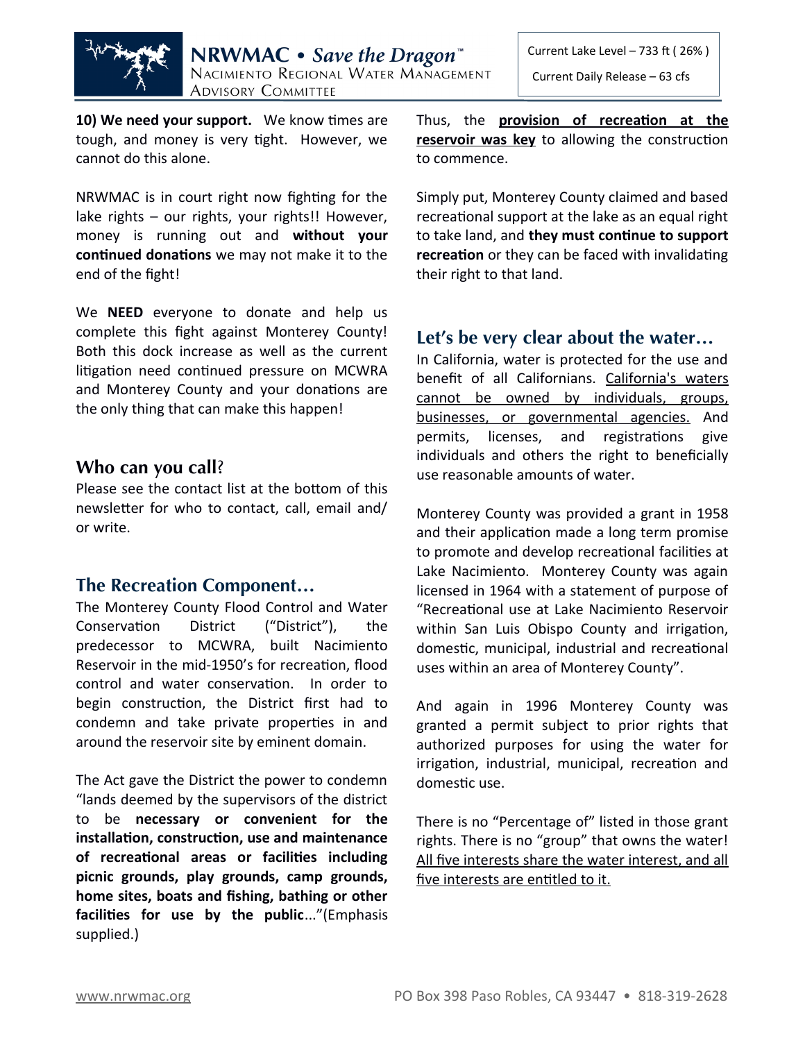**10) We need your support.** We know times are tough, and money is very tight. However, we cannot do this alone.

NRWMAC is in court right now fighting for the lake rights – our rights, your rights!! However, money is running out and **without your continued donations** we may not make it to the end of the fight!

We **NEED** everyone to donate and help us complete this fight against Monterey County! Both this dock increase as well as the current litigation need continued pressure on MCWRA and Monterey County and your donations are the only thing that can make this happen!

## Who can you call?

Please see the contact list at the bottom of this newsletter for who to contact, call, email and/or write.

## The Recreation Component…

The Monterey County Flood Control and Water Conservation District ("District"), the predecessor to MCWRA, built Nacimiento Reservoir in the mid-1950's for recreation, flood control and water conservation. In order to begin construction, the District first had to condemn and take private properties in and around the reservoir site by eminent domain.

The Act gave the District the power to condemn "lands deemed by the supervisors of the district to be **necessary or convenient for the installation, construction, use and maintenance of recreational areas or facilities including picnic grounds, play grounds, camp grounds, home sites, boats and fishing, bathing or other facilities for use by the public**..."(Emphasis supplied.)

Thus, the **provision of recreation at the reservoir was key** to allowing the construction to commence.

Simply put, Monterey County claimed and based recreational support at the lake as an equal right to take land, and **they must continue to support recreation** or they can be faced with invalidating their right to that land.

## Let's be very clear about the water…

In California, water is protected for the use and benefit of all Californians. California's waters cannot be owned by individuals, groups, businesses, or governmental agencies. And permits, licenses, and registrations give individuals and others the right to beneficially use reasonable amounts of water.

Monterey County was provided a grant in 1958 and their application made a long term promise to promote and develop recreational facilities at Lake Nacimiento. Monterey County was again licensed in 1964 with a statement of purpose of "Recreational use at Lake Nacimiento Reservoir within San Luis Obispo County and irrigation, domestic, municipal, industrial and recreational uses within an area of Monterey County".

And again in 1996 Monterey County was granted a permit subject to prior rights that authorized purposes for using the water for irrigation, industrial, municipal, recreation and domestic use.

There is no "Percentage of" listed in those grant rights. There is no "group" that owns the water! All five interests share the water interest, and all five interests are entitled to it.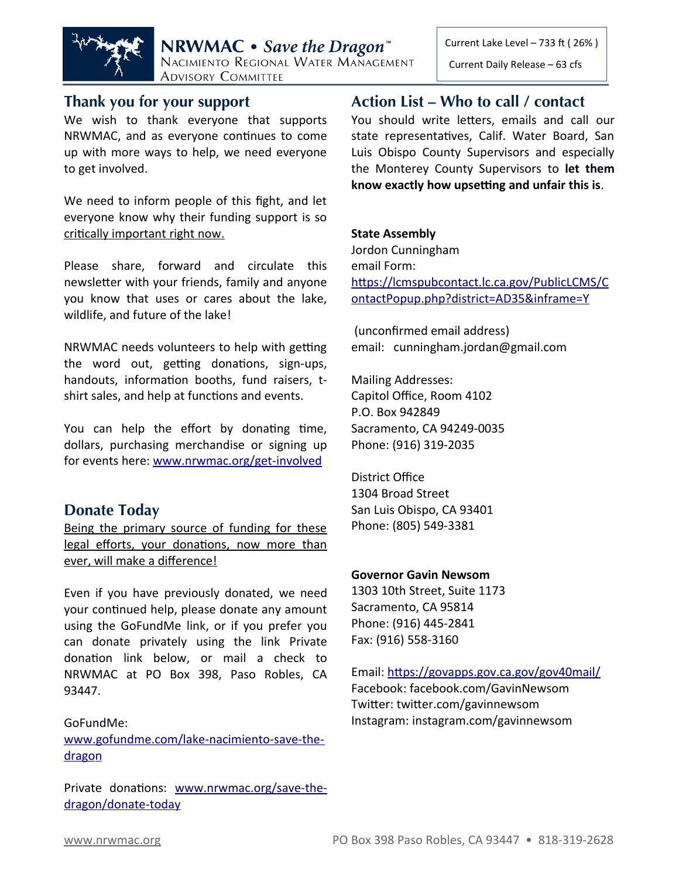**NRWMAC • *Save the Dragon*™**
Nacimiento Regional Water Management Advisory Committee

Current Lake Level – 733 ft ( 26% )
Current Daily Release – 63 cfs

## Thank you for your support

We wish to thank everyone that supports NRWMAC, and as everyone continues to come up with more ways to help, we need everyone to get involved.

We need to inform people of this fight, and let everyone know why their funding support is so critically important right now.

Please share, forward and circulate this newsletter with your friends, family and anyone you know that uses or cares about the lake, wildlife, and future of the lake!

NRWMAC needs volunteers to help with getting the word out, getting donations, sign-ups, handouts, information booths, fund raisers, t-shirt sales, and help at functions and events.

You can help the effort by donating time, dollars, purchasing merchandise or signing up for events here: www.nrwmac.org/get-involved

## Donate Today

Being the primary source of funding for these legal efforts, your donations, now more than ever, will make a difference!

Even if you have previously donated, we need your continued help, please donate any amount using the GoFundMe link, or if you prefer you can donate privately using the link Private donation link below, or mail a check to NRWMAC at PO Box 398, Paso Robles, CA 93447.

GoFundMe:
www.gofundme.com/lake-nacimiento-save-the-dragon

Private donations: www.nrwmac.org/save-the-dragon/donate-today

## Action List – Who to call / contact

You should write letters, emails and call our state representatives, Calif. Water Board, San Luis Obispo County Supervisors and especially the Monterey County Supervisors to **let them know exactly how upsetting and unfair this is**.

**State Assembly**
Jordon Cunningham
email Form:
https://lcmspubcontact.lc.ca.gov/PublicLCMS/ContactPopup.php?district=AD35&inframe=Y

(unconfirmed email address)
email: cunningham.jordan@gmail.com

Mailing Addresses:
Capitol Office, Room 4102
P.O. Box 942849
Sacramento, CA 94249-0035
Phone: (916) 319-2035

District Office
1304 Broad Street
San Luis Obispo, CA 93401
Phone: (805) 549-3381

**Governor Gavin Newsom**
1303 10th Street, Suite 1173
Sacramento, CA 95814
Phone: (916) 445-2841
Fax: (916) 558-3160

Email: https://govapps.gov.ca.gov/gov40mail/
Facebook: facebook.com/GavinNewsom
Twitter: twitter.com/gavinnewsom
Instagram: instagram.com/gavinnewsom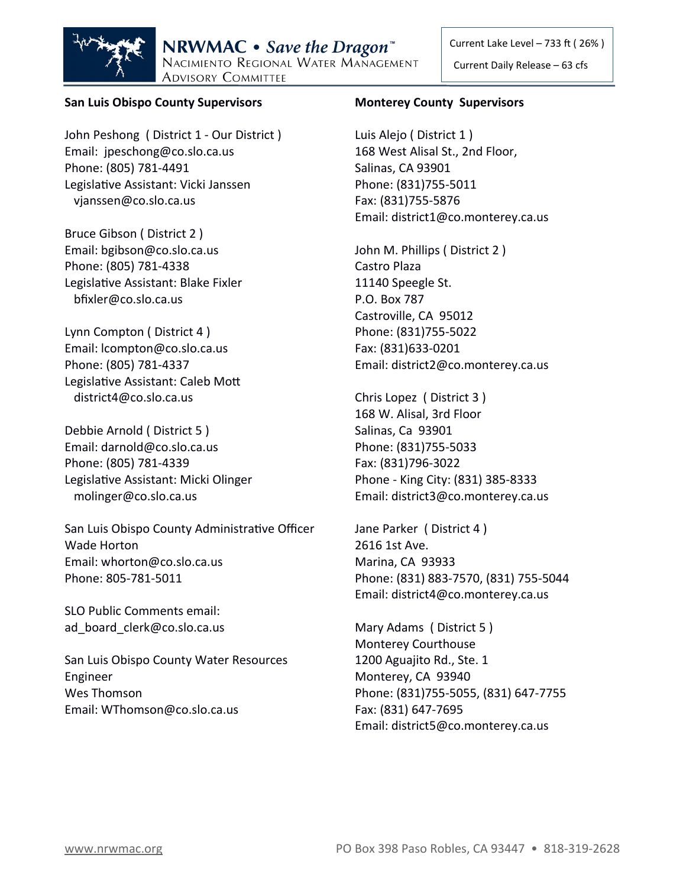**NRWMAC • *Save the Dragon*™**
NACIMIENTO REGIONAL WATER MANAGEMENT ADVISORY COMMITTEE

Current Lake Level – 733 ft ( 26% )
Current Daily Release – 63 cfs

## San Luis Obispo County Supervisors

John Peshong ( District 1 - Our District )
Email: jpeschong@co.slo.ca.us
Phone: (805) 781-4491
Legislative Assistant: Vicki Janssen
vjanssen@co.slo.ca.us

Bruce Gibson ( District 2 )
Email: bgibson@co.slo.ca.us
Phone: (805) 781-4338
Legislative Assistant: Blake Fixler
bfixler@co.slo.ca.us

Lynn Compton ( District 4 )
Email: lcompton@co.slo.ca.us
Phone: (805) 781-4337
Legislative Assistant: Caleb Mott
district4@co.slo.ca.us

Debbie Arnold ( District 5 )
Email: darnold@co.slo.ca.us
Phone: (805) 781-4339
Legislative Assistant: Micki Olinger
molinger@co.slo.ca.us

San Luis Obispo County Administrative Officer
Wade Horton
Email: whorton@co.slo.ca.us
Phone: 805-781-5011

SLO Public Comments email:
ad_board_clerk@co.slo.ca.us

San Luis Obispo County Water Resources Engineer
Wes Thomson
Email: WThomson@co.slo.ca.us

## Monterey County Supervisors

Luis Alejo ( District 1 )
168 West Alisal St., 2nd Floor,
Salinas, CA 93901
Phone: (831)755-5011
Fax: (831)755-5876
Email: district1@co.monterey.ca.us

John M. Phillips ( District 2 )
Castro Plaza
11140 Speegle St.
P.O. Box 787
Castroville, CA 95012
Phone: (831)755-5022
Fax: (831)633-0201
Email: district2@co.monterey.ca.us

Chris Lopez ( District 3 )
168 W. Alisal, 3rd Floor
Salinas, Ca 93901
Phone: (831)755-5033
Fax: (831)796-3022
Phone - King City: (831) 385-8333
Email: district3@co.monterey.ca.us

Jane Parker ( District 4 )
2616 1st Ave.
Marina, CA 93933
Phone: (831) 883-7570, (831) 755-5044
Email: district4@co.monterey.ca.us

Mary Adams ( District 5 )
Monterey Courthouse
1200 Aguajito Rd., Ste. 1
Monterey, CA 93940
Phone: (831)755-5055, (831) 647-7755
Fax: (831) 647-7695
Email: district5@co.monterey.ca.us

www.nrwmac.org PO Box 398 Paso Robles, CA 93447 • 818-319-2628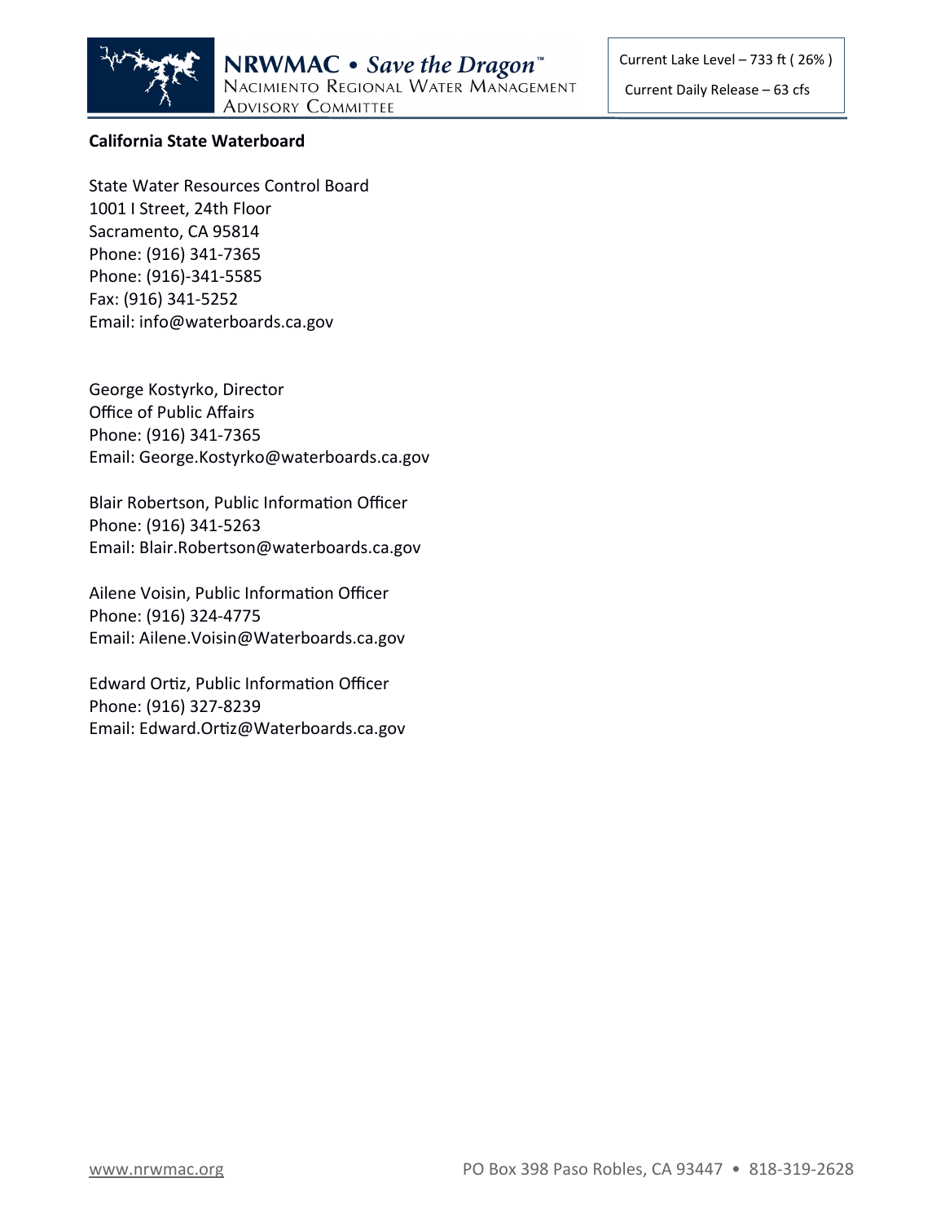**California State Waterboard**

State Water Resources Control Board
1001 I Street, 24th Floor
Sacramento, CA 95814
Phone: (916) 341-7365
Phone: (916)-341-5585
Fax: (916) 341-5252
Email: info@waterboards.ca.gov

George Kostyrko, Director
Office of Public Affairs
Phone: (916) 341-7365
Email: George.Kostyrko@waterboards.ca.gov

Blair Robertson, Public Information Officer
Phone: (916) 341-5263
Email: Blair.Robertson@waterboards.ca.gov

Ailene Voisin, Public Information Officer
Phone: (916) 324-4775
Email: Ailene.Voisin@Waterboards.ca.gov

Edward Ortiz, Public Information Officer
Phone: (916) 327-8239
Email: Edward.Ortiz@Waterboards.ca.gov